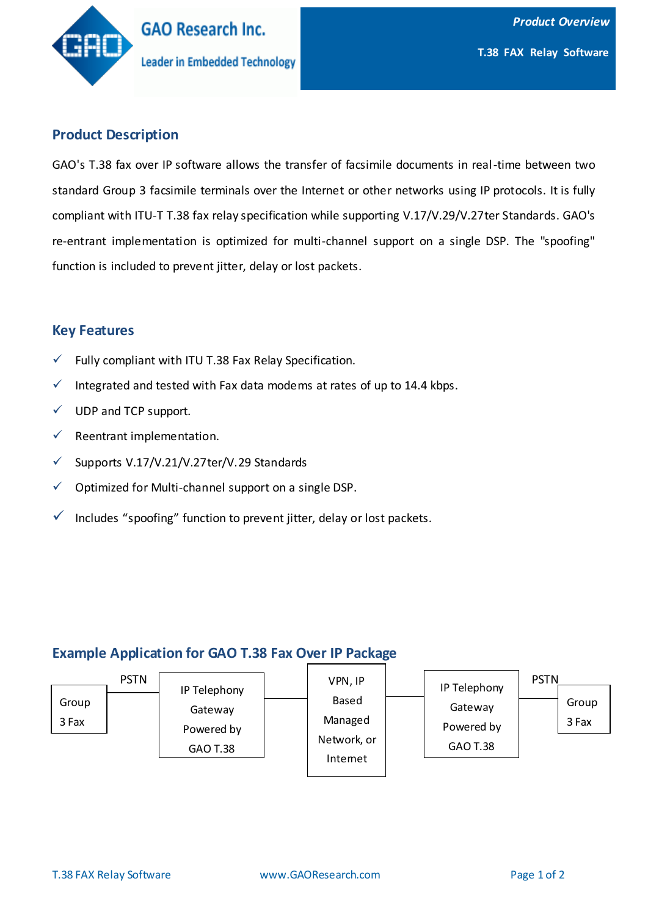GAO Research Inc.

Leader in Embedded Technology

*Product Overview*

**T.38 FAX Relay Software**

## Product Description

GAO's T.38 fax over IP software allows the transfer of facsimile documents in real-time between two standard Group 3 facsimile terminals over the Internet or other networks using IP protocols. It is fully compliant with ITU-T T.38 fax relay specification while supporting V.17/V.29/V.27ter Standards. GAO's re-entrant implementation is optimized for multi-channel support on a single DSP. The "spoofing" function is included to prevent jitter, delay or lost packets.

## Key Features

- ✓ Fully compliant with ITU T.38 Fax Relay Specification.
- ✓ Integrated and tested with Fax data modems at rates of up to 14.4 kbps.
- ✓ UDP and TCP support.
- ✓ Reentrant implementation.
- ✓ Supports V.17/V.21/V.27ter/V.29 Standards
- ✓ Optimized for Multi-channel support on a single DSP.
- ✓ Includes “spoofing” function to prevent jitter, delay or lost packets.

## Example Application for GAO T.38 Fax Over IP Package

Group 3 Fax — PSTN — IP Telephony Gateway Powered by GAO T.38 — VPN, IP Based Managed Network, or Internet — IP Telephony Gateway Powered by GAO T.38 — PSTN — Group 3 Fax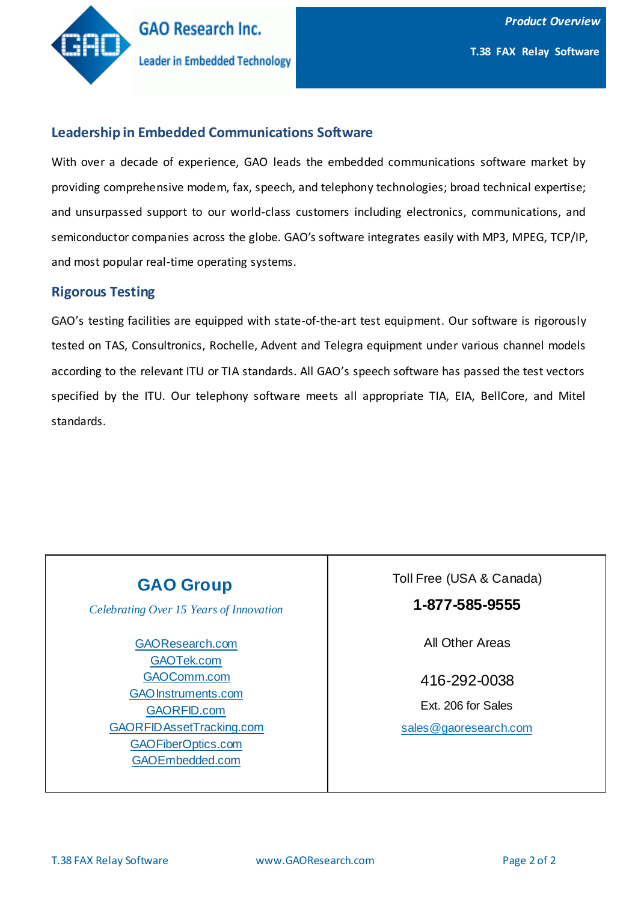## Leadership in Embedded Communications Software

With over a decade of experience, GAO leads the embedded communications software market by providing comprehensive modem, fax, speech, and telephony technologies; broad technical expertise; and unsurpassed support to our world-class customers including electronics, communications, and semiconductor companies across the globe. GAO's software integrates easily with MP3, MPEG, TCP/IP, and most popular real-time operating systems.

## Rigorous Testing

GAO's testing facilities are equipped with state-of-the-art test equipment. Our software is rigorously tested on TAS, Consultronics, Rochelle, Advent and Telegra equipment under various channel models according to the relevant ITU or TIA standards. All GAO's speech software has passed the test vectors specified by the ITU. Our telephony software meets all appropriate TIA, EIA, BellCore, and Mitel standards.

| | |
|---|---|
| **GAO Group**<br>*Celebrating Over 15 Years of Innovation*<br><br>GAOResearch.com<br>GAOTek.com<br>GAOComm.com<br>GAOInstruments.com<br>GAORFID.com<br>GAORFIDAssetTracking.com<br>GAOFiberOptics.com<br>GAOEmbedded.com | Toll Free (USA & Canada)<br>**1-877-585-9555**<br><br>All Other Areas<br><br>416-292-0038<br>Ext. 206 for Sales<br>sales@gaoresearch.com |